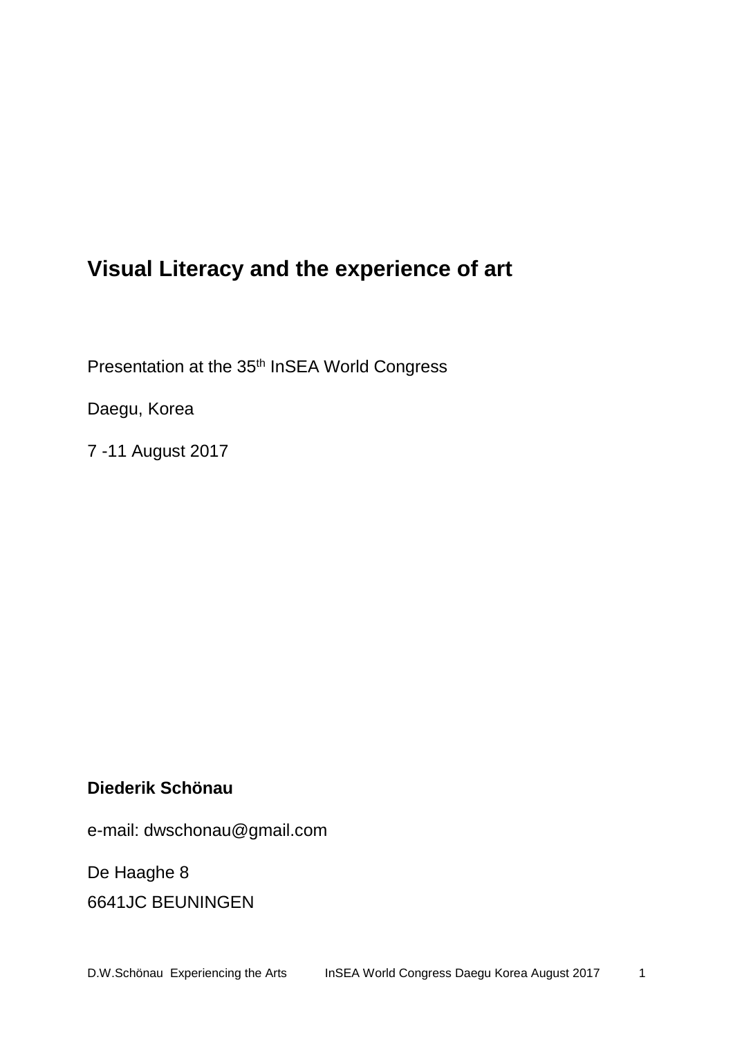# Visual Literacy and the experience of art

Presentation at the 35th InSEA World Congress

Daegu, Korea

7 -11 August 2017

**Diederik Schönau**

e-mail: dwschonau@gmail.com

De Haaghe 8

6641JC BEUNINGEN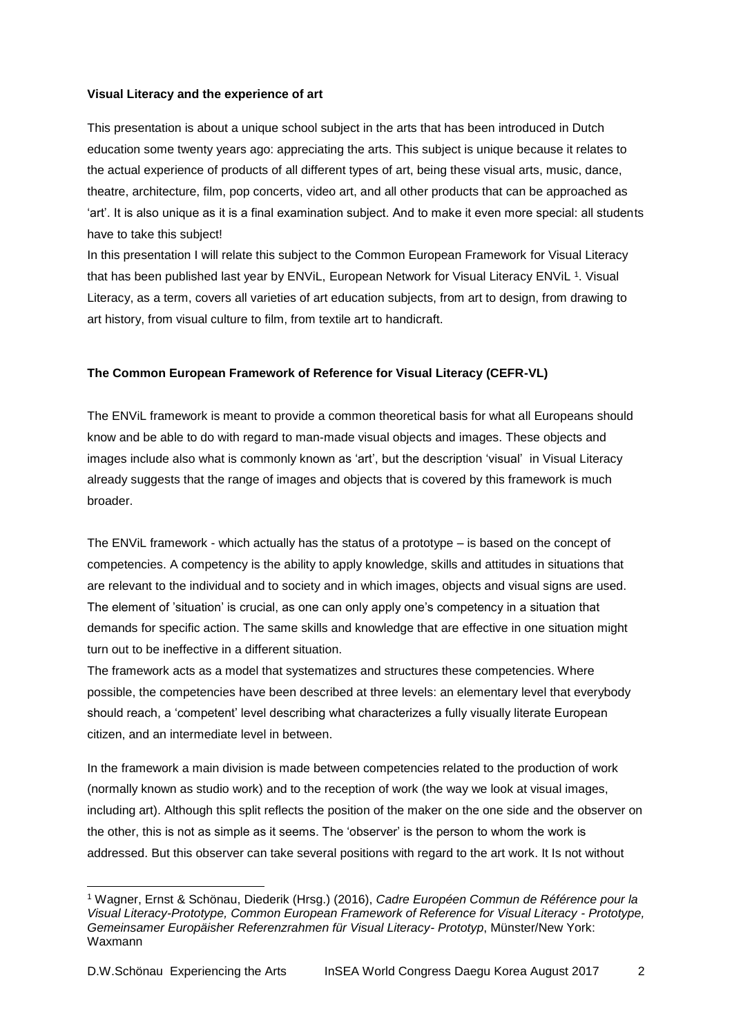**Visual Literacy and the experience of art**

This presentation is about a unique school subject in the arts that has been introduced in Dutch education some twenty years ago: appreciating the arts. This subject is unique because it relates to the actual experience of products of all different types of art, being these visual arts, music, dance, theatre, architecture, film, pop concerts, video art, and all other products that can be approached as 'art'. It is also unique as it is a final examination subject. And to make it even more special: all students have to take this subject!

In this presentation I will relate this subject to the Common European Framework for Visual Literacy that has been published last year by ENViL, European Network for Visual Literacy ENViL [1]. Visual Literacy, as a term, covers all varieties of art education subjects, from art to design, from drawing to art history, from visual culture to film, from textile art to handicraft.

**The Common European Framework of Reference for Visual Literacy (CEFR-VL)**

The ENViL framework is meant to provide a common theoretical basis for what all Europeans should know and be able to do with regard to man-made visual objects and images. These objects and images include also what is commonly known as 'art', but the description 'visual' in Visual Literacy already suggests that the range of images and objects that is covered by this framework is much broader.

The ENViL framework - which actually has the status of a prototype – is based on the concept of competencies. A competency is the ability to apply knowledge, skills and attitudes in situations that are relevant to the individual and to society and in which images, objects and visual signs are used. The element of 'situation' is crucial, as one can only apply one's competency in a situation that demands for specific action. The same skills and knowledge that are effective in one situation might turn out to be ineffective in a different situation.

The framework acts as a model that systematizes and structures these competencies. Where possible, the competencies have been described at three levels: an elementary level that everybody should reach, a 'competent' level describing what characterizes a fully visually literate European citizen, and an intermediate level in between.

In the framework a main division is made between competencies related to the production of work (normally known as studio work) and to the reception of work (the way we look at visual images, including art). Although this split reflects the position of the maker on the one side and the observer on the other, this is not as simple as it seems. The 'observer' is the person to whom the work is addressed. But this observer can take several positions with regard to the art work. It Is not without

---

[1] Wagner, Ernst & Schönau, Diederik (Hrsg.) (2016), *Cadre Européen Commun de Référence pour la Visual Literacy-Prototype, Common European Framework of Reference for Visual Literacy - Prototype, Gemeinsamer Europäisher Referenzrahmen für Visual Literacy- Prototyp*, Münster/New York: Waxmann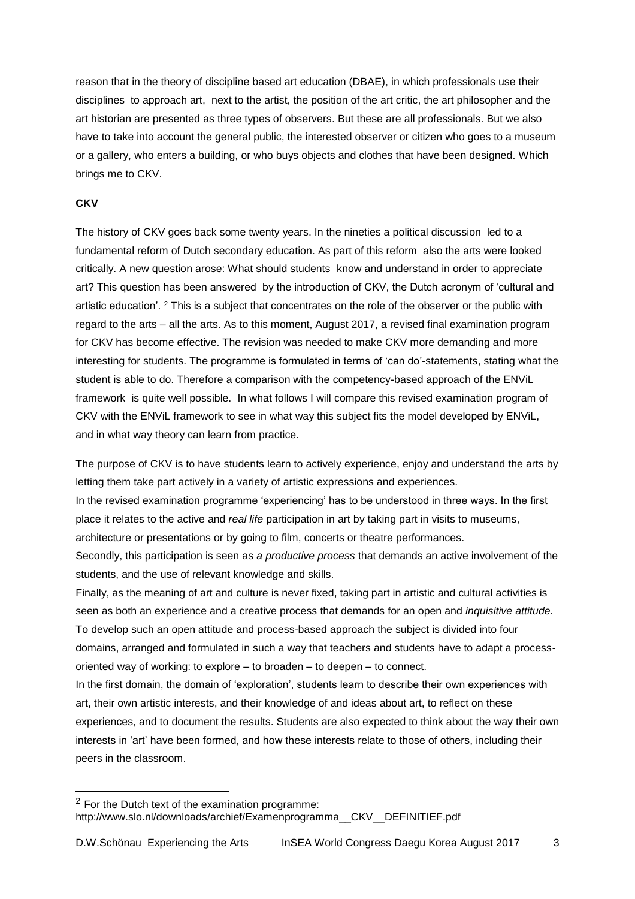reason that in the theory of discipline based art education (DBAE), in which professionals use their disciplines to approach art, next to the artist, the position of the art critic, the art philosopher and the art historian are presented as three types of observers. But these are all professionals. But we also have to take into account the general public, the interested observer or citizen who goes to a museum or a gallery, who enters a building, or who buys objects and clothes that have been designed. Which brings me to CKV.

**CKV**

The history of CKV goes back some twenty years. In the nineties a political discussion led to a fundamental reform of Dutch secondary education. As part of this reform also the arts were looked critically. A new question arose: What should students know and understand in order to appreciate art? This question has been answered by the introduction of CKV, the Dutch acronym of 'cultural and artistic education'. [2] This is a subject that concentrates on the role of the observer or the public with regard to the arts – all the arts. As to this moment, August 2017, a revised final examination program for CKV has become effective. The revision was needed to make CKV more demanding and more interesting for students. The programme is formulated in terms of 'can do'-statements, stating what the student is able to do. Therefore a comparison with the competency-based approach of the ENViL framework is quite well possible. In what follows I will compare this revised examination program of CKV with the ENViL framework to see in what way this subject fits the model developed by ENViL, and in what way theory can learn from practice.

The purpose of CKV is to have students learn to actively experience, enjoy and understand the arts by letting them take part actively in a variety of artistic expressions and experiences.

In the revised examination programme 'experiencing' has to be understood in three ways. In the first place it relates to the active and *real life* participation in art by taking part in visits to museums, architecture or presentations or by going to film, concerts or theatre performances.

Secondly, this participation is seen as *a productive process* that demands an active involvement of the students, and the use of relevant knowledge and skills.

Finally, as the meaning of art and culture is never fixed, taking part in artistic and cultural activities is seen as both an experience and a creative process that demands for an open and *inquisitive attitude.*

To develop such an open attitude and process-based approach the subject is divided into four domains, arranged and formulated in such a way that teachers and students have to adapt a process-oriented way of working: to explore – to broaden – to deepen – to connect.

In the first domain, the domain of 'exploration', students learn to describe their own experiences with art, their own artistic interests, and their knowledge of and ideas about art, to reflect on these experiences, and to document the results. Students are also expected to think about the way their own interests in 'art' have been formed, and how these interests relate to those of others, including their peers in the classroom.

---

[2] For the Dutch text of the examination programme:
http://www.slo.nl/downloads/archief/Examenprogramma__CKV__DEFINITIEF.pdf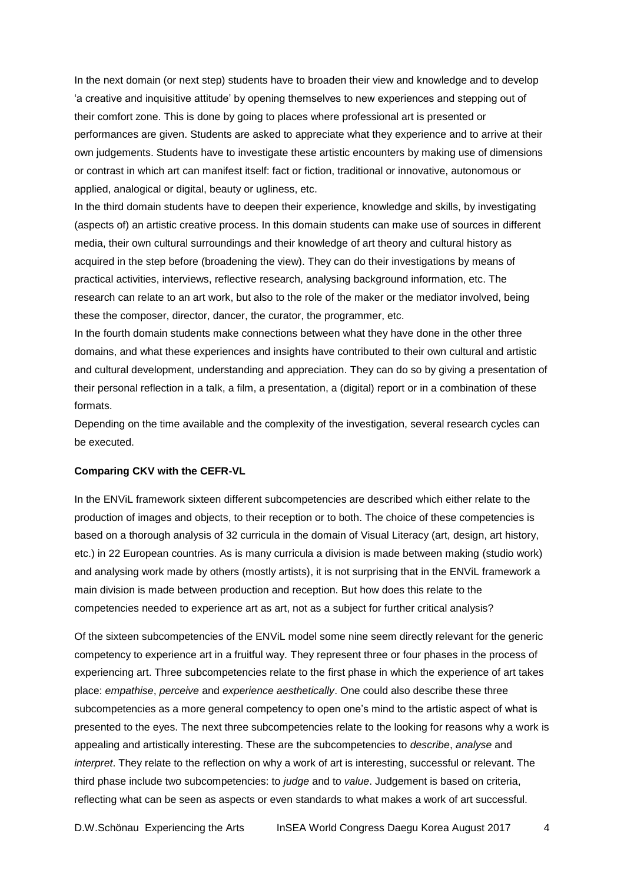In the next domain (or next step) students have to broaden their view and knowledge and to develop 'a creative and inquisitive attitude' by opening themselves to new experiences and stepping out of their comfort zone. This is done by going to places where professional art is presented or performances are given. Students are asked to appreciate what they experience and to arrive at their own judgements. Students have to investigate these artistic encounters by making use of dimensions or contrast in which art can manifest itself: fact or fiction, traditional or innovative, autonomous or applied, analogical or digital, beauty or ugliness, etc.

In the third domain students have to deepen their experience, knowledge and skills, by investigating (aspects of) an artistic creative process. In this domain students can make use of sources in different media, their own cultural surroundings and their knowledge of art theory and cultural history as acquired in the step before (broadening the view). They can do their investigations by means of practical activities, interviews, reflective research, analysing background information, etc. The research can relate to an art work, but also to the role of the maker or the mediator involved, being these the composer, director, dancer, the curator, the programmer, etc.

In the fourth domain students make connections between what they have done in the other three domains, and what these experiences and insights have contributed to their own cultural and artistic and cultural development, understanding and appreciation. They can do so by giving a presentation of their personal reflection in a talk, a film, a presentation, a (digital) report or in a combination of these formats.

Depending on the time available and the complexity of the investigation, several research cycles can be executed.

**Comparing CKV with the CEFR-VL**

In the ENViL framework sixteen different subcompetencies are described which either relate to the production of images and objects, to their reception or to both. The choice of these competencies is based on a thorough analysis of 32 curricula in the domain of Visual Literacy (art, design, art history, etc.) in 22 European countries. As is many curricula a division is made between making (studio work) and analysing work made by others (mostly artists), it is not surprising that in the ENViL framework a main division is made between production and reception. But how does this relate to the competencies needed to experience art as art, not as a subject for further critical analysis?

Of the sixteen subcompetencies of the ENViL model some nine seem directly relevant for the generic competency to experience art in a fruitful way. They represent three or four phases in the process of experiencing art. Three subcompetencies relate to the first phase in which the experience of art takes place: *empathise*, *perceive* and *experience aesthetically*. One could also describe these three subcompetencies as a more general competency to open one's mind to the artistic aspect of what is presented to the eyes. The next three subcompetencies relate to the looking for reasons why a work is appealing and artistically interesting. These are the subcompetencies to *describe*, *analyse* and *interpret*. They relate to the reflection on why a work of art is interesting, successful or relevant. The third phase include two subcompetencies: to *judge* and to *value*. Judgement is based on criteria, reflecting what can be seen as aspects or even standards to what makes a work of art successful.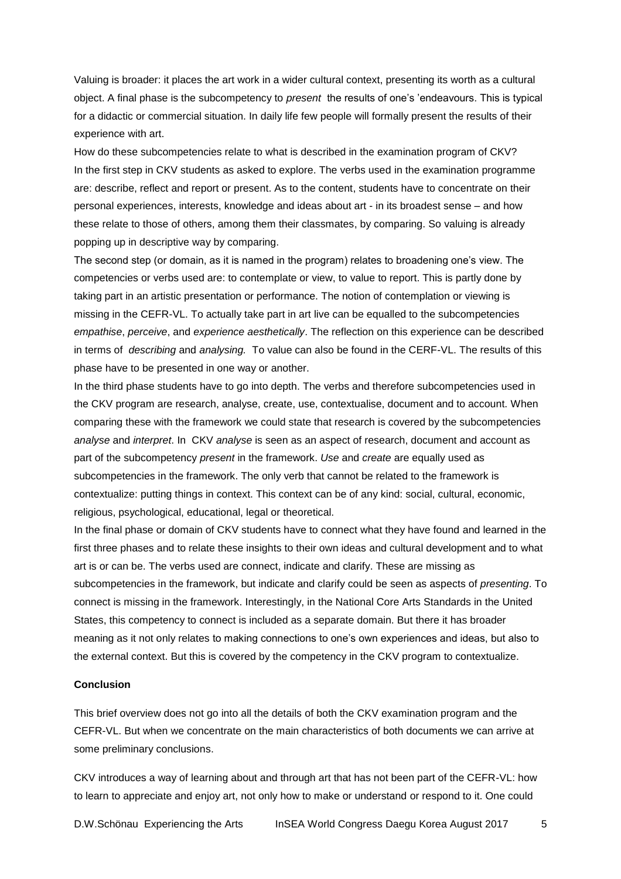Valuing is broader: it places the art work in a wider cultural context, presenting its worth as a cultural object. A final phase is the subcompetency to *present* the results of one's 'endeavours. This is typical for a didactic or commercial situation. In daily life few people will formally present the results of their experience with art.

How do these subcompetencies relate to what is described in the examination program of CKV? In the first step in CKV students as asked to explore. The verbs used in the examination programme are: describe, reflect and report or present. As to the content, students have to concentrate on their personal experiences, interests, knowledge and ideas about art - in its broadest sense – and how these relate to those of others, among them their classmates, by comparing. So valuing is already popping up in descriptive way by comparing.

The second step (or domain, as it is named in the program) relates to broadening one's view. The competencies or verbs used are: to contemplate or view, to value to report. This is partly done by taking part in an artistic presentation or performance. The notion of contemplation or viewing is missing in the CEFR-VL. To actually take part in art live can be equalled to the subcompetencies *empathise*, *perceive*, and *experience aesthetically*. The reflection on this experience can be described in terms of *describing* and *analysing.* To value can also be found in the CERF-VL. The results of this phase have to be presented in one way or another.

In the third phase students have to go into depth. The verbs and therefore subcompetencies used in the CKV program are research, analyse, create, use, contextualise, document and to account. When comparing these with the framework we could state that research is covered by the subcompetencies *analyse* and *interpret*. In CKV *analyse* is seen as an aspect of research, document and account as part of the subcompetency *present* in the framework. *Use* and *create* are equally used as subcompetencies in the framework. The only verb that cannot be related to the framework is contextualize: putting things in context. This context can be of any kind: social, cultural, economic, religious, psychological, educational, legal or theoretical.

In the final phase or domain of CKV students have to connect what they have found and learned in the first three phases and to relate these insights to their own ideas and cultural development and to what art is or can be. The verbs used are connect, indicate and clarify. These are missing as subcompetencies in the framework, but indicate and clarify could be seen as aspects of *presenting*. To connect is missing in the framework. Interestingly, in the National Core Arts Standards in the United States, this competency to connect is included as a separate domain. But there it has broader meaning as it not only relates to making connections to one's own experiences and ideas, but also to the external context. But this is covered by the competency in the CKV program to contextualize.

**Conclusion**

This brief overview does not go into all the details of both the CKV examination program and the CEFR-VL. But when we concentrate on the main characteristics of both documents we can arrive at some preliminary conclusions.

CKV introduces a way of learning about and through art that has not been part of the CEFR-VL: how to learn to appreciate and enjoy art, not only how to make or understand or respond to it. One could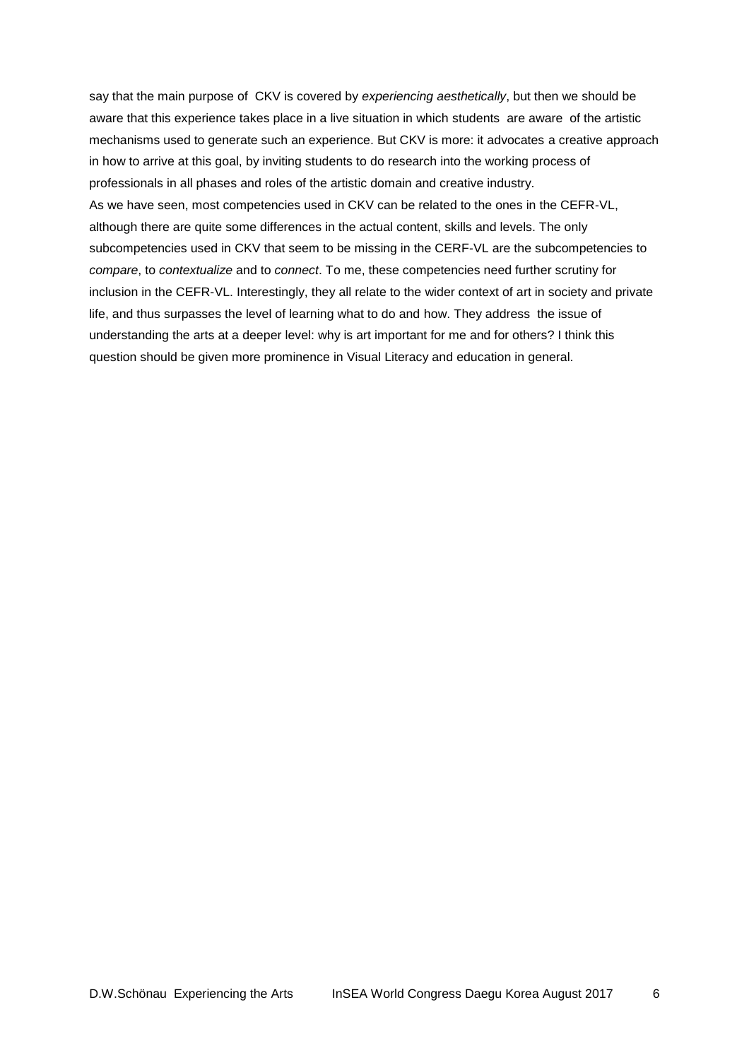say that the main purpose of CKV is covered by *experiencing aesthetically*, but then we should be aware that this experience takes place in a live situation in which students are aware of the artistic mechanisms used to generate such an experience. But CKV is more: it advocates a creative approach in how to arrive at this goal, by inviting students to do research into the working process of professionals in all phases and roles of the artistic domain and creative industry.

As we have seen, most competencies used in CKV can be related to the ones in the CEFR-VL, although there are quite some differences in the actual content, skills and levels. The only subcompetencies used in CKV that seem to be missing in the CERF-VL are the subcompetencies to *compare*, to *contextualize* and to *connect*. To me, these competencies need further scrutiny for inclusion in the CEFR-VL. Interestingly, they all relate to the wider context of art in society and private life, and thus surpasses the level of learning what to do and how. They address the issue of understanding the arts at a deeper level: why is art important for me and for others? I think this question should be given more prominence in Visual Literacy and education in general.